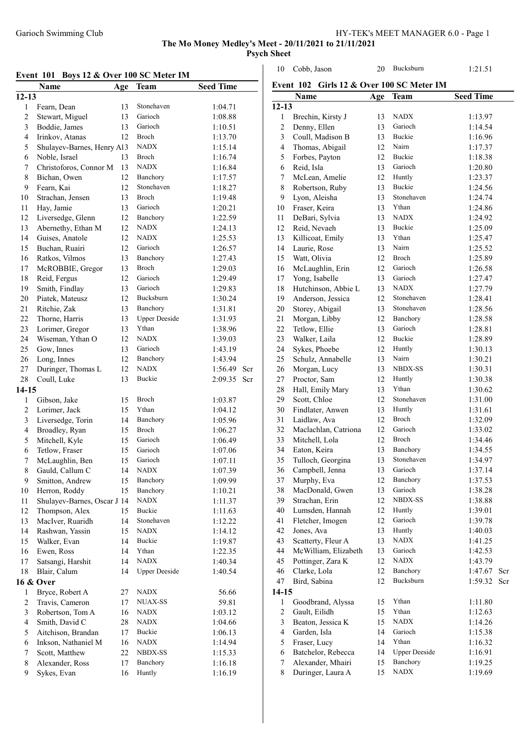**The Mo Money Medley's Meet - 20/11/2021 to 21/11/2021**

**Psych Sheet**

## Event 101 Boys 12 & Over 100 SC Meter IM

| | Name | Age | Team | Seed Time | |
|---|---|---|---|---|---|
| **12-13** | | | | | |
| 1 | Fearn, Dean | 13 | Stonehaven | 1:04.71 | |
| 2 | Stewart, Miguel | 13 | Garioch | 1:08.88 | |
| 3 | Boddie, James | 13 | Garioch | 1:10.51 | |
| 4 | Irinkov, Atanas | 12 | Broch | 1:13.70 | |
| 5 | Shulayev-Barnes, Henry A | 13 | NADX | 1:15.14 | |
| 6 | Noble, Israel | 13 | Broch | 1:16.74 | |
| 7 | Christoforos, Connor M | 13 | NADX | 1:16.84 | |
| 8 | Bichan, Owen | 12 | Banchory | 1:17.57 | |
| 9 | Fearn, Kai | 12 | Stonehaven | 1:18.27 | |
| 10 | Strachan, Jensen | 13 | Broch | 1:19.48 | |
| 11 | Hay, Jamie | 13 | Garioch | 1:20.21 | |
| 12 | Liversedge, Glenn | 12 | Banchory | 1:22.59 | |
| 13 | Abernethy, Ethan M | 12 | NADX | 1:24.13 | |
| 14 | Guises, Anatole | 12 | NADX | 1:25.53 | |
| 15 | Buchan, Ruairi | 12 | Garioch | 1:26.57 | |
| 16 | Ratkos, Vilmos | 13 | Banchory | 1:27.43 | |
| 17 | McROBBIE, Gregor | 13 | Broch | 1:29.03 | |
| 18 | Reid, Fergus | 12 | Garioch | 1:29.49 | |
| 19 | Smith, Findlay | 13 | Garioch | 1:29.83 | |
| 20 | Piatek, Mateusz | 12 | Bucksburn | 1:30.24 | |
| 21 | Ritchie, Zak | 13 | Banchory | 1:31.81 | |
| 22 | Thorne, Harris | 13 | Upper Deeside | 1:31.93 | |
| 23 | Lorimer, Gregor | 13 | Ythan | 1:38.96 | |
| 24 | Wiseman, Ythan O | 12 | NADX | 1:39.03 | |
| 25 | Gow, Innes | 13 | Garioch | 1:43.19 | |
| 26 | Long, Innes | 12 | Banchory | 1:43.94 | |
| 27 | Duringer, Thomas L | 12 | NADX | 1:56.49 | Scr |
| 28 | Coull, Luke | 13 | Buckie | 2:09.35 | Scr |
| **14-15** | | | | | |
| 1 | Gibson, Jake | 15 | Broch | 1:03.87 | |
| 2 | Lorimer, Jack | 15 | Ythan | 1:04.12 | |
| 3 | Liversedge, Torin | 14 | Banchory | 1:05.96 | |
| 4 | Broadley, Ryan | 15 | Broch | 1:06.27 | |
| 5 | Mitchell, Kyle | 15 | Garioch | 1:06.49 | |
| 6 | Tetlow, Fraser | 15 | Garioch | 1:07.06 | |
| 7 | McLaughlin, Ben | 15 | Garioch | 1:07.11 | |
| 8 | Gauld, Callum C | 14 | NADX | 1:07.39 | |
| 9 | Smitton, Andrew | 15 | Banchory | 1:09.99 | |
| 10 | Herron, Roddy | 15 | Banchory | 1:10.21 | |
| 11 | Shulayev-Barnes, Oscar J | 14 | NADX | 1:11.37 | |
| 12 | Thompson, Alex | 15 | Buckie | 1:11.63 | |
| 13 | MacIver, Ruaridh | 14 | Stonehaven | 1:12.22 | |
| 14 | Rashwan, Yassin | 15 | NADX | 1:14.12 | |
| 15 | Walker, Evan | 14 | Buckie | 1:19.87 | |
| 16 | Ewen, Ross | 14 | Ythan | 1:22.35 | |
| 17 | Satsangi, Harshit | 14 | NADX | 1:40.34 | |
| 18 | Blair, Calum | 14 | Upper Deeside | 1:40.54 | |
| **16 & Over** | | | | | |
| 1 | Bryce, Robert A | 27 | NADX | 56.66 | |
| 2 | Travis, Cameron | 17 | NUAX-SS | 59.81 | |
| 3 | Robertson, Tom A | 16 | NADX | 1:03.12 | |
| 4 | Smith, David C | 28 | NADX | 1:04.66 | |
| 5 | Aitchison, Brandan | 17 | Buckie | 1:06.13 | |
| 6 | Inkson, Nathaniel M | 16 | NADX | 1:14.94 | |
| 7 | Scott, Matthew | 22 | NBDX-SS | 1:15.33 | |
| 8 | Alexander, Ross | 17 | Banchory | 1:16.18 | |
| 9 | Sykes, Evan | 16 | Huntly | 1:16.19 | |
| 10 | Cobb, Jason | 20 | Bucksburn | 1:21.51 | |

## Event 102 Girls 12 & Over 100 SC Meter IM

| | Name | Age | Team | Seed Time | |
|---|---|---|---|---|---|
| **12-13** | | | | | |
| 1 | Brechin, Kirsty J | 13 | NADX | 1:13.97 | |
| 2 | Denny, Ellen | 13 | Garioch | 1:14.54 | |
| 3 | Coull, Madison B | 13 | Buckie | 1:16.96 | |
| 4 | Thomas, Abigail | 12 | Nairn | 1:17.37 | |
| 5 | Forbes, Payton | 12 | Buckie | 1:18.38 | |
| 6 | Reid, Isla | 13 | Garioch | 1:20.80 | |
| 7 | McLean, Amelie | 12 | Huntly | 1:23.37 | |
| 8 | Robertson, Ruby | 13 | Buckie | 1:24.56 | |
| 9 | Lyon, Aleisha | 13 | Stonehaven | 1:24.74 | |
| 10 | Fraser, Keira | 13 | Ythan | 1:24.86 | |
| 11 | DeBari, Sylvia | 13 | NADX | 1:24.92 | |
| 12 | Reid, Nevaeh | 13 | Buckie | 1:25.09 | |
| 13 | Killicoat, Emily | 13 | Ythan | 1:25.47 | |
| 14 | Laurie, Rose | 13 | Nairn | 1:25.52 | |
| 15 | Watt, Olivia | 12 | Broch | 1:25.89 | |
| 16 | McLaughlin, Erin | 12 | Garioch | 1:26.58 | |
| 17 | Yong, Isabelle | 13 | Garioch | 1:27.47 | |
| 18 | Hutchinson, Abbie L | 13 | NADX | 1:27.79 | |
| 19 | Anderson, Jessica | 12 | Stonehaven | 1:28.41 | |
| 20 | Storey, Abigail | 13 | Stonehaven | 1:28.56 | |
| 21 | Morgan, Libby | 12 | Banchory | 1:28.58 | |
| 22 | Tetlow, Ellie | 13 | Garioch | 1:28.81 | |
| 23 | Walker, Laila | 12 | Buckie | 1:28.89 | |
| 24 | Sykes, Phoebe | 12 | Huntly | 1:30.13 | |
| 25 | Schulz, Annabelle | 13 | Nairn | 1:30.21 | |
| 26 | Morgan, Lucy | 13 | NBDX-SS | 1:30.31 | |
| 27 | Proctor, Sam | 12 | Huntly | 1:30.38 | |
| 28 | Hall, Emily Mary | 13 | Ythan | 1:30.62 | |
| 29 | Scott, Chloe | 12 | Stonehaven | 1:31.00 | |
| 30 | Findlater, Anwen | 13 | Huntly | 1:31.61 | |
| 31 | Laidlaw, Ava | 12 | Broch | 1:32.09 | |
| 32 | Maclachlan, Catriona | 12 | Garioch | 1:33.02 | |
| 33 | Mitchell, Lola | 12 | Broch | 1:34.46 | |
| 34 | Eaton, Keira | 13 | Banchory | 1:34.55 | |
| 35 | Tulloch, Georgina | 13 | Stonehaven | 1:34.97 | |
| 36 | Campbell, Jenna | 13 | Garioch | 1:37.14 | |
| 37 | Murphy, Eva | 12 | Banchory | 1:37.53 | |
| 38 | MacDonald, Gwen | 13 | Garioch | 1:38.28 | |
| 39 | Strachan, Erin | 12 | NBDX-SS | 1:38.88 | |
| 40 | Lumsden, Hannah | 12 | Huntly | 1:39.01 | |
| 41 | Fletcher, Imogen | 12 | Garioch | 1:39.78 | |
| 42 | Jones, Ava | 13 | Huntly | 1:40.03 | |
| 43 | Scatterty, Fleur A | 13 | NADX | 1:41.25 | |
| 44 | McWilliam, Elizabeth | 13 | Garioch | 1:42.53 | |
| 45 | Pottinger, Zara K | 12 | NADX | 1:43.79 | |
| 46 | Clarke, Lola | 12 | Banchory | 1:47.67 | Scr |
| 47 | Bird, Sabina | 12 | Bucksburn | 1:59.32 | Scr |
| **14-15** | | | | | |
| 1 | Goodbrand, Alyssa | 15 | Ythan | 1:11.80 | |
| 2 | Gault, Eilidh | 15 | Ythan | 1:12.63 | |
| 3 | Beaton, Jessica K | 15 | NADX | 1:14.26 | |
| 4 | Garden, Isla | 14 | Garioch | 1:15.38 | |
| 5 | Fraser, Lucy | 14 | Ythan | 1:16.32 | |
| 6 | Batchelor, Rebecca | 14 | Upper Deeside | 1:16.91 | |
| 7 | Alexander, Mhairi | 15 | Banchory | 1:19.25 | |
| 8 | Duringer, Laura A | 15 | NADX | 1:19.69 | |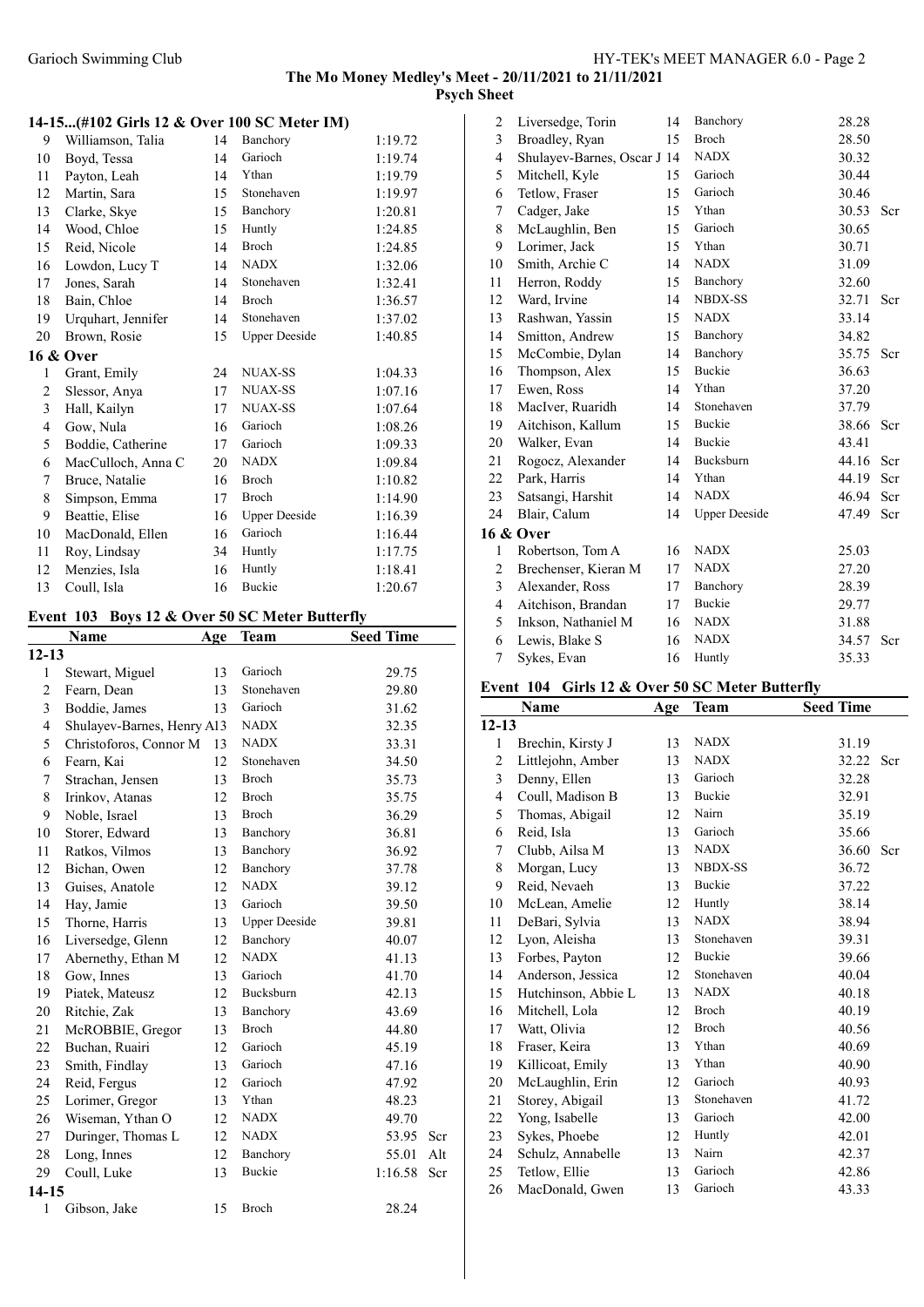## The Mo Money Medley's Meet - 20/11/2021 to 21/11/2021

### Psych Sheet

### 14-15...(#102 Girls 12 & Over 100 SC Meter IM)

| | Name | Age | Team | Seed Time | |
|---|---|---|---|---|---|
| 9 | Williamson, Talia | 14 | Banchory | 1:19.72 | |
| 10 | Boyd, Tessa | 14 | Garioch | 1:19.74 | |
| 11 | Payton, Leah | 14 | Ythan | 1:19.79 | |
| 12 | Martin, Sara | 15 | Stonehaven | 1:19.97 | |
| 13 | Clarke, Skye | 15 | Banchory | 1:20.81 | |
| 14 | Wood, Chloe | 15 | Huntly | 1:24.85 | |
| 15 | Reid, Nicole | 14 | Broch | 1:24.85 | |
| 16 | Lowdon, Lucy T | 14 | NADX | 1:32.06 | |
| 17 | Jones, Sarah | 14 | Stonehaven | 1:32.41 | |
| 18 | Bain, Chloe | 14 | Broch | 1:36.57 | |
| 19 | Urquhart, Jennifer | 14 | Stonehaven | 1:37.02 | |
| 20 | Brown, Rosie | 15 | Upper Deeside | 1:40.85 | |
| **16 & Over** | | | | | |
| 1 | Grant, Emily | 24 | NUAX-SS | 1:04.33 | |
| 2 | Slessor, Anya | 17 | NUAX-SS | 1:07.16 | |
| 3 | Hall, Kailyn | 17 | NUAX-SS | 1:07.64 | |
| 4 | Gow, Nula | 16 | Garioch | 1:08.26 | |
| 5 | Boddie, Catherine | 17 | Garioch | 1:09.33 | |
| 6 | MacCulloch, Anna C | 20 | NADX | 1:09.84 | |
| 7 | Bruce, Natalie | 16 | Broch | 1:10.82 | |
| 8 | Simpson, Emma | 17 | Broch | 1:14.90 | |
| 9 | Beattie, Elise | 16 | Upper Deeside | 1:16.39 | |
| 10 | MacDonald, Ellen | 16 | Garioch | 1:16.44 | |
| 11 | Roy, Lindsay | 34 | Huntly | 1:17.75 | |
| 12 | Menzies, Isla | 16 | Huntly | 1:18.41 | |
| 13 | Coull, Isla | 16 | Buckie | 1:20.67 | |

### Event 103 Boys 12 & Over 50 SC Meter Butterfly

| | Name | Age | Team | Seed Time | |
|---|---|---|---|---|---|
| **12-13** | | | | | |
| 1 | Stewart, Miguel | 13 | Garioch | 29.75 | |
| 2 | Fearn, Dean | 13 | Stonehaven | 29.80 | |
| 3 | Boddie, James | 13 | Garioch | 31.62 | |
| 4 | Shulayev-Barnes, Henry A | 13 | NADX | 32.35 | |
| 5 | Christoforos, Connor M | 13 | NADX | 33.31 | |
| 6 | Fearn, Kai | 12 | Stonehaven | 34.50 | |
| 7 | Strachan, Jensen | 13 | Broch | 35.73 | |
| 8 | Irinkov, Atanas | 12 | Broch | 35.75 | |
| 9 | Noble, Israel | 13 | Broch | 36.29 | |
| 10 | Storer, Edward | 13 | Banchory | 36.81 | |
| 11 | Ratkos, Vilmos | 13 | Banchory | 36.92 | |
| 12 | Bichan, Owen | 12 | Banchory | 37.78 | |
| 13 | Guises, Anatole | 12 | NADX | 39.12 | |
| 14 | Hay, Jamie | 13 | Garioch | 39.50 | |
| 15 | Thorne, Harris | 13 | Upper Deeside | 39.81 | |
| 16 | Liversedge, Glenn | 12 | Banchory | 40.07 | |
| 17 | Abernethy, Ethan M | 12 | NADX | 41.13 | |
| 18 | Gow, Innes | 13 | Garioch | 41.70 | |
| 19 | Piatek, Mateusz | 12 | Bucksburn | 42.13 | |
| 20 | Ritchie, Zak | 13 | Banchory | 43.69 | |
| 21 | McROBBIE, Gregor | 13 | Broch | 44.80 | |
| 22 | Buchan, Ruairi | 12 | Garioch | 45.19 | |
| 23 | Smith, Findlay | 13 | Garioch | 47.16 | |
| 24 | Reid, Fergus | 12 | Garioch | 47.92 | |
| 25 | Lorimer, Gregor | 13 | Ythan | 48.23 | |
| 26 | Wiseman, Ythan O | 12 | NADX | 49.70 | |
| 27 | Duringer, Thomas L | 12 | NADX | 53.95 | Scr |
| 28 | Long, Innes | 12 | Banchory | 55.01 | Alt |
| 29 | Coull, Luke | 13 | Buckie | 1:16.58 | Scr |
| **14-15** | | | | | |
| 1 | Gibson, Jake | 15 | Broch | 28.24 | |
| 2 | Liversedge, Torin | 14 | Banchory | 28.28 | |
| 3 | Broadley, Ryan | 15 | Broch | 28.50 | |
| 4 | Shulayev-Barnes, Oscar J | 14 | NADX | 30.32 | |
| 5 | Mitchell, Kyle | 15 | Garioch | 30.44 | |
| 6 | Tetlow, Fraser | 15 | Garioch | 30.46 | |
| 7 | Cadger, Jake | 15 | Ythan | 30.53 | Scr |
| 8 | McLaughlin, Ben | 15 | Garioch | 30.65 | |
| 9 | Lorimer, Jack | 15 | Ythan | 30.71 | |
| 10 | Smith, Archie C | 14 | NADX | 31.09 | |
| 11 | Herron, Roddy | 15 | Banchory | 32.60 | |
| 12 | Ward, Irvine | 14 | NBDX-SS | 32.71 | Scr |
| 13 | Rashwan, Yassin | 15 | NADX | 33.14 | |
| 14 | Smitton, Andrew | 15 | Banchory | 34.82 | |
| 15 | McCombie, Dylan | 14 | Banchory | 35.75 | Scr |
| 16 | Thompson, Alex | 15 | Buckie | 36.63 | |
| 17 | Ewen, Ross | 14 | Ythan | 37.20 | |
| 18 | MacIver, Ruaridh | 14 | Stonehaven | 37.79 | |
| 19 | Aitchison, Kallum | 15 | Buckie | 38.66 | Scr |
| 20 | Walker, Evan | 14 | Buckie | 43.41 | |
| 21 | Rogocz, Alexander | 14 | Bucksburn | 44.16 | Scr |
| 22 | Park, Harris | 14 | Ythan | 44.19 | Scr |
| 23 | Satsangi, Harshit | 14 | NADX | 46.94 | Scr |
| 24 | Blair, Calum | 14 | Upper Deeside | 47.49 | Scr |
| **16 & Over** | | | | | |
| 1 | Robertson, Tom A | 16 | NADX | 25.03 | |
| 2 | Brechenser, Kieran M | 17 | NADX | 27.20 | |
| 3 | Alexander, Ross | 17 | Banchory | 28.39 | |
| 4 | Aitchison, Brandan | 17 | Buckie | 29.77 | |
| 5 | Inkson, Nathaniel M | 16 | NADX | 31.88 | |
| 6 | Lewis, Blake S | 16 | NADX | 34.57 | Scr |
| 7 | Sykes, Evan | 16 | Huntly | 35.33 | |

### Event 104 Girls 12 & Over 50 SC Meter Butterfly

| | Name | Age | Team | Seed Time | |
|---|---|---|---|---|---|
| **12-13** | | | | | |
| 1 | Brechin, Kirsty J | 13 | NADX | 31.19 | |
| 2 | Littlejohn, Amber | 13 | NADX | 32.22 | Scr |
| 3 | Denny, Ellen | 13 | Garioch | 32.28 | |
| 4 | Coull, Madison B | 13 | Buckie | 32.91 | |
| 5 | Thomas, Abigail | 12 | Nairn | 35.19 | |
| 6 | Reid, Isla | 13 | Garioch | 35.66 | |
| 7 | Clubb, Ailsa M | 13 | NADX | 36.60 | Scr |
| 8 | Morgan, Lucy | 13 | NBDX-SS | 36.72 | |
| 9 | Reid, Nevaeh | 13 | Buckie | 37.22 | |
| 10 | McLean, Amelie | 12 | Huntly | 38.14 | |
| 11 | DeBari, Sylvia | 13 | NADX | 38.94 | |
| 12 | Lyon, Aleisha | 13 | Stonehaven | 39.31 | |
| 13 | Forbes, Payton | 12 | Buckie | 39.66 | |
| 14 | Anderson, Jessica | 12 | Stonehaven | 40.04 | |
| 15 | Hutchinson, Abbie L | 13 | NADX | 40.18 | |
| 16 | Mitchell, Lola | 12 | Broch | 40.19 | |
| 17 | Watt, Olivia | 12 | Broch | 40.56 | |
| 18 | Fraser, Keira | 13 | Ythan | 40.69 | |
| 19 | Killicoat, Emily | 13 | Ythan | 40.90 | |
| 20 | McLaughlin, Erin | 12 | Garioch | 40.93 | |
| 21 | Storey, Abigail | 13 | Stonehaven | 41.72 | |
| 22 | Yong, Isabelle | 13 | Garioch | 42.00 | |
| 23 | Sykes, Phoebe | 12 | Huntly | 42.01 | |
| 24 | Schulz, Annabelle | 13 | Nairn | 42.37 | |
| 25 | Tetlow, Ellie | 13 | Garioch | 42.86 | |
| 26 | MacDonald, Gwen | 13 | Garioch | 43.33 | |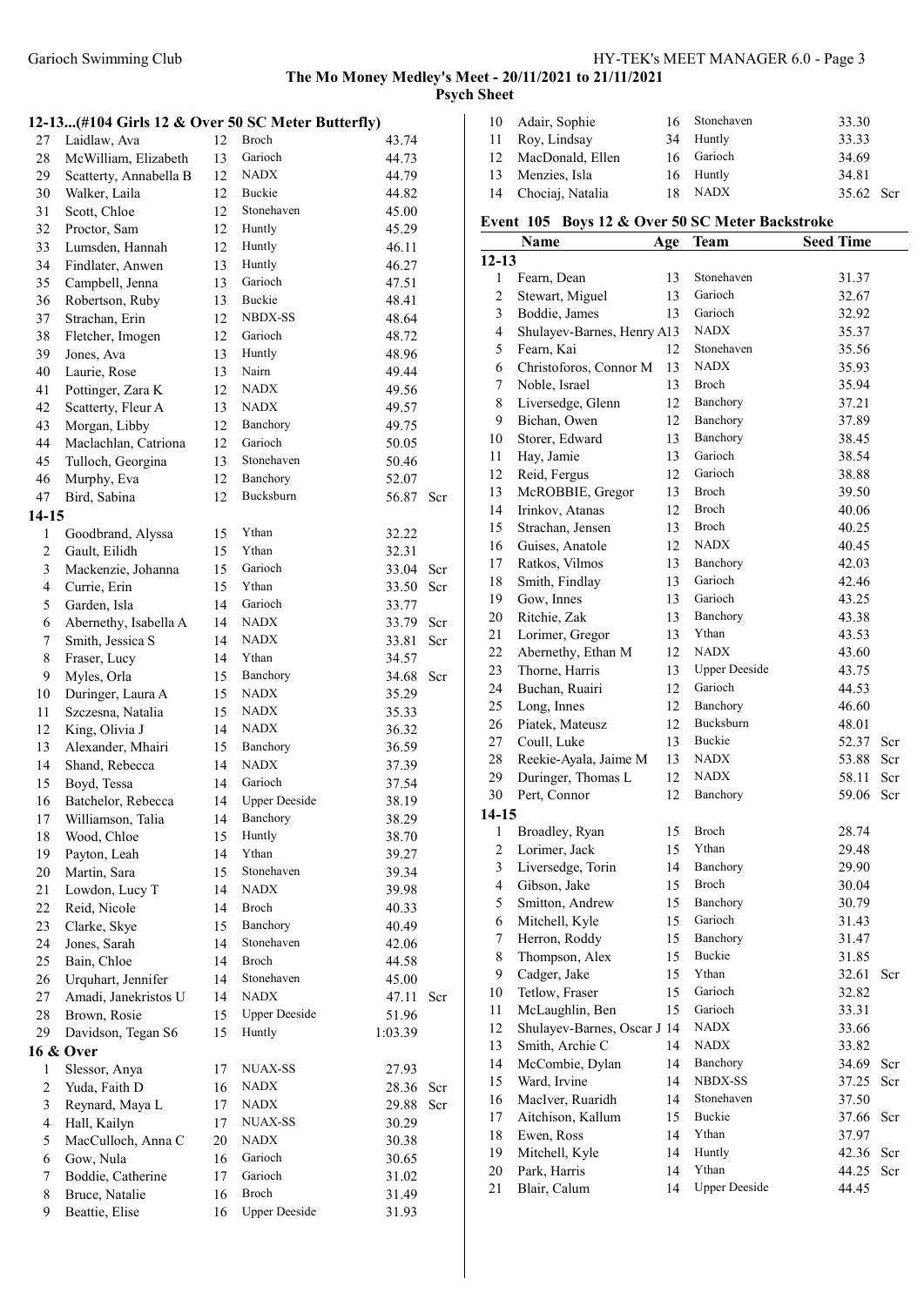**The Mo Money Medley's Meet - 20/11/2021 to 21/11/2021**

**Psych Sheet**

### 12-13...(#104 Girls 12 & Over 50 SC Meter Butterfly)

| # | Name | Age | Team | Seed Time | |
|---|---|---|---|---|---|
| 27 | Laidlaw, Ava | 12 | Broch | 43.74 | |
| 28 | McWilliam, Elizabeth | 13 | Garioch | 44.73 | |
| 29 | Scatterty, Annabella B | 12 | NADX | 44.79 | |
| 30 | Walker, Laila | 12 | Buckie | 44.82 | |
| 31 | Scott, Chloe | 12 | Stonehaven | 45.00 | |
| 32 | Proctor, Sam | 12 | Huntly | 45.29 | |
| 33 | Lumsden, Hannah | 12 | Huntly | 46.11 | |
| 34 | Findlater, Anwen | 13 | Huntly | 46.27 | |
| 35 | Campbell, Jenna | 13 | Garioch | 47.51 | |
| 36 | Robertson, Ruby | 13 | Buckie | 48.41 | |
| 37 | Strachan, Erin | 12 | NBDX-SS | 48.64 | |
| 38 | Fletcher, Imogen | 12 | Garioch | 48.72 | |
| 39 | Jones, Ava | 13 | Huntly | 48.96 | |
| 40 | Laurie, Rose | 13 | Nairn | 49.44 | |
| 41 | Pottinger, Zara K | 12 | NADX | 49.56 | |
| 42 | Scatterty, Fleur A | 13 | NADX | 49.57 | |
| 43 | Morgan, Libby | 12 | Banchory | 49.75 | |
| 44 | Maclachlan, Catriona | 12 | Garioch | 50.05 | |
| 45 | Tulloch, Georgina | 13 | Stonehaven | 50.46 | |
| 46 | Murphy, Eva | 12 | Banchory | 52.07 | |
| 47 | Bird, Sabina | 12 | Bucksburn | 56.87 | Scr |
| **14-15** | | | | | |
| 1 | Goodbrand, Alyssa | 15 | Ythan | 32.22 | |
| 2 | Gault, Eilidh | 15 | Ythan | 32.31 | |
| 3 | Mackenzie, Johanna | 15 | Garioch | 33.04 | Scr |
| 4 | Currie, Erin | 15 | Ythan | 33.50 | Scr |
| 5 | Garden, Isla | 14 | Garioch | 33.77 | |
| 6 | Abernethy, Isabella A | 14 | NADX | 33.79 | Scr |
| 7 | Smith, Jessica S | 14 | NADX | 33.81 | Scr |
| 8 | Fraser, Lucy | 14 | Ythan | 34.57 | |
| 9 | Myles, Orla | 15 | Banchory | 34.68 | Scr |
| 10 | Duringer, Laura A | 15 | NADX | 35.29 | |
| 11 | Szczesna, Natalia | 15 | NADX | 35.33 | |
| 12 | King, Olivia J | 14 | NADX | 36.32 | |
| 13 | Alexander, Mhairi | 15 | Banchory | 36.59 | |
| 14 | Shand, Rebecca | 14 | NADX | 37.39 | |
| 15 | Boyd, Tessa | 14 | Garioch | 37.54 | |
| 16 | Batchelor, Rebecca | 14 | Upper Deeside | 38.19 | |
| 17 | Williamson, Talia | 14 | Banchory | 38.29 | |
| 18 | Wood, Chloe | 15 | Huntly | 38.70 | |
| 19 | Payton, Leah | 14 | Ythan | 39.27 | |
| 20 | Martin, Sara | 15 | Stonehaven | 39.34 | |
| 21 | Lowdon, Lucy T | 14 | NADX | 39.98 | |
| 22 | Reid, Nicole | 14 | Broch | 40.33 | |
| 23 | Clarke, Skye | 15 | Banchory | 40.49 | |
| 24 | Jones, Sarah | 14 | Stonehaven | 42.06 | |
| 25 | Bain, Chloe | 14 | Broch | 44.58 | |
| 26 | Urquhart, Jennifer | 14 | Stonehaven | 45.00 | |
| 27 | Amadi, Janekristos U | 14 | NADX | 47.11 | Scr |
| 28 | Brown, Rosie | 15 | Upper Deeside | 51.96 | |
| 29 | Davidson, Tegan S6 | 15 | Huntly | 1:03.39 | |
| **16 & Over** | | | | | |
| 1 | Slessor, Anya | 17 | NUAX-SS | 27.93 | |
| 2 | Yuda, Faith D | 16 | NADX | 28.36 | Scr |
| 3 | Reynard, Maya L | 17 | NADX | 29.88 | Scr |
| 4 | Hall, Kailyn | 17 | NUAX-SS | 30.29 | |
| 5 | MacCulloch, Anna C | 20 | NADX | 30.38 | |
| 6 | Gow, Nula | 16 | Garioch | 30.65 | |
| 7 | Boddie, Catherine | 17 | Garioch | 31.02 | |
| 8 | Bruce, Natalie | 16 | Broch | 31.49 | |
| 9 | Beattie, Elise | 16 | Upper Deeside | 31.93 | |
| 10 | Adair, Sophie | 16 | Stonehaven | 33.30 | |
| 11 | Roy, Lindsay | 34 | Huntly | 33.33 | |
| 12 | MacDonald, Ellen | 16 | Garioch | 34.69 | |
| 13 | Menzies, Isla | 16 | Huntly | 34.81 | |
| 14 | Chociaj, Natalia | 18 | NADX | 35.62 | Scr |

### Event 105 Boys 12 & Over 50 SC Meter Backstroke

| # | Name | Age | Team | Seed Time | |
|---|---|---|---|---|---|
| **12-13** | | | | | |
| 1 | Fearn, Dean | 13 | Stonehaven | 31.37 | |
| 2 | Stewart, Miguel | 13 | Garioch | 32.67 | |
| 3 | Boddie, James | 13 | Garioch | 32.92 | |
| 4 | Shulayev-Barnes, Henry A | 13 | NADX | 35.37 | |
| 5 | Fearn, Kai | 12 | Stonehaven | 35.56 | |
| 6 | Christoforos, Connor M | 13 | NADX | 35.93 | |
| 7 | Noble, Israel | 13 | Broch | 35.94 | |
| 8 | Liversedge, Glenn | 12 | Banchory | 37.21 | |
| 9 | Bichan, Owen | 12 | Banchory | 37.89 | |
| 10 | Storer, Edward | 13 | Banchory | 38.45 | |
| 11 | Hay, Jamie | 13 | Garioch | 38.54 | |
| 12 | Reid, Fergus | 12 | Garioch | 38.88 | |
| 13 | McROBBIE, Gregor | 13 | Broch | 39.50 | |
| 14 | Irinkov, Atanas | 12 | Broch | 40.06 | |
| 15 | Strachan, Jensen | 13 | Broch | 40.25 | |
| 16 | Guises, Anatole | 12 | NADX | 40.45 | |
| 17 | Ratkos, Vilmos | 13 | Banchory | 42.03 | |
| 18 | Smith, Findlay | 13 | Garioch | 42.46 | |
| 19 | Gow, Innes | 13 | Garioch | 43.25 | |
| 20 | Ritchie, Zak | 13 | Banchory | 43.38 | |
| 21 | Lorimer, Gregor | 13 | Ythan | 43.53 | |
| 22 | Abernethy, Ethan M | 12 | NADX | 43.60 | |
| 23 | Thorne, Harris | 13 | Upper Deeside | 43.75 | |
| 24 | Buchan, Ruairi | 12 | Garioch | 44.53 | |
| 25 | Long, Innes | 12 | Banchory | 46.60 | |
| 26 | Piatek, Mateusz | 12 | Bucksburn | 48.01 | |
| 27 | Coull, Luke | 13 | Buckie | 52.37 | Scr |
| 28 | Reekie-Ayala, Jaime M | 13 | NADX | 53.88 | Scr |
| 29 | Duringer, Thomas L | 12 | NADX | 58.11 | Scr |
| 30 | Pert, Connor | 12 | Banchory | 59.06 | Scr |
| **14-15** | | | | | |
| 1 | Broadley, Ryan | 15 | Broch | 28.74 | |
| 2 | Lorimer, Jack | 15 | Ythan | 29.48 | |
| 3 | Liversedge, Torin | 14 | Banchory | 29.90 | |
| 4 | Gibson, Jake | 15 | Broch | 30.04 | |
| 5 | Smitton, Andrew | 15 | Banchory | 30.79 | |
| 6 | Mitchell, Kyle | 15 | Garioch | 31.43 | |
| 7 | Herron, Roddy | 15 | Banchory | 31.47 | |
| 8 | Thompson, Alex | 15 | Buckie | 31.85 | |
| 9 | Cadger, Jake | 15 | Ythan | 32.61 | Scr |
| 10 | Tetlow, Fraser | 15 | Garioch | 32.82 | |
| 11 | McLaughlin, Ben | 15 | Garioch | 33.31 | |
| 12 | Shulayev-Barnes, Oscar J | 14 | NADX | 33.66 | |
| 13 | Smith, Archie C | 14 | NADX | 33.82 | |
| 14 | McCombie, Dylan | 14 | Banchory | 34.69 | Scr |
| 15 | Ward, Irvine | 14 | NBDX-SS | 37.25 | Scr |
| 16 | MacIver, Ruaridh | 14 | Stonehaven | 37.50 | |
| 17 | Aitchison, Kallum | 15 | Buckie | 37.66 | Scr |
| 18 | Ewen, Ross | 14 | Ythan | 37.97 | |
| 19 | Mitchell, Kyle | 14 | Huntly | 42.36 | Scr |
| 20 | Park, Harris | 14 | Ythan | 44.25 | Scr |
| 21 | Blair, Calum | 14 | Upper Deeside | 44.45 | |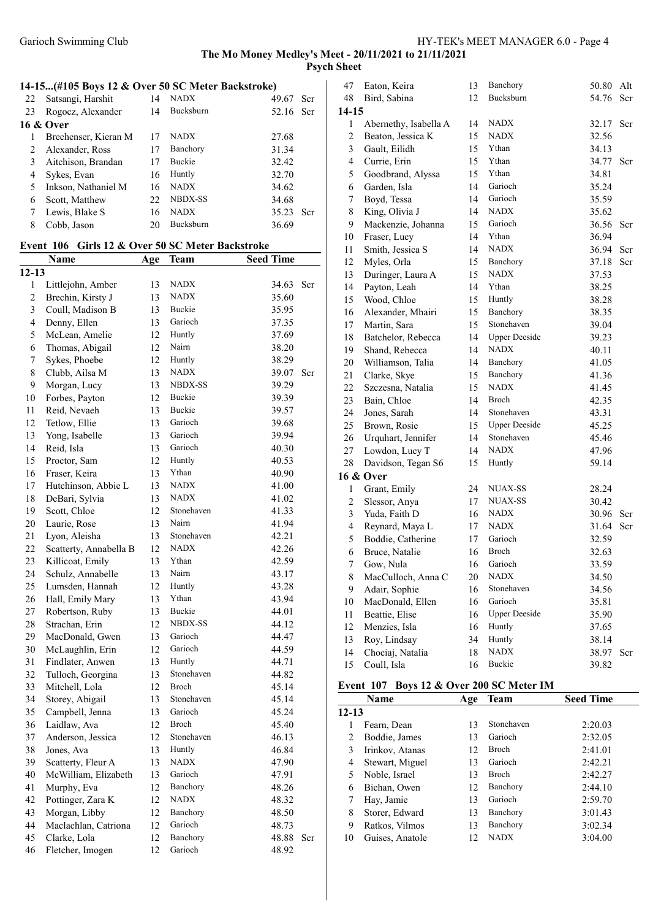**The Mo Money Medley's Meet - 20/11/2021 to 21/11/2021**

**Psych Sheet**

### 14-15...(#105 Boys 12 & Over 50 SC Meter Backstroke)

| | Name | Age | Team | Seed Time | |
|---|---|---|---|---|---|
| 22 | Satsangi, Harshit | 14 | NADX | 49.67 | Scr |
| 23 | Rogocz, Alexander | 14 | Bucksburn | 52.16 | Scr |
| **16 & Over** | | | | | |
| 1 | Brechenser, Kieran M | 17 | NADX | 27.68 | |
| 2 | Alexander, Ross | 17 | Banchory | 31.34 | |
| 3 | Aitchison, Brandan | 17 | Buckie | 32.42 | |
| 4 | Sykes, Evan | 16 | Huntly | 32.70 | |
| 5 | Inkson, Nathaniel M | 16 | NADX | 34.62 | |
| 6 | Scott, Matthew | 22 | NBDX-SS | 34.68 | |
| 7 | Lewis, Blake S | 16 | NADX | 35.23 | Scr |
| 8 | Cobb, Jason | 20 | Bucksburn | 36.69 | |

### Event 106 Girls 12 & Over 50 SC Meter Backstroke

| | Name | Age | Team | Seed Time | |
|---|---|---|---|---|---|
| **12-13** | | | | | |
| 1 | Littlejohn, Amber | 13 | NADX | 34.63 | Scr |
| 2 | Brechin, Kirsty J | 13 | NADX | 35.60 | |
| 3 | Coull, Madison B | 13 | Buckie | 35.95 | |
| 4 | Denny, Ellen | 13 | Garioch | 37.35 | |
| 5 | McLean, Amelie | 12 | Huntly | 37.69 | |
| 6 | Thomas, Abigail | 12 | Nairn | 38.20 | |
| 7 | Sykes, Phoebe | 12 | Huntly | 38.29 | |
| 8 | Clubb, Ailsa M | 13 | NADX | 39.07 | Scr |
| 9 | Morgan, Lucy | 13 | NBDX-SS | 39.29 | |
| 10 | Forbes, Payton | 12 | Buckie | 39.39 | |
| 11 | Reid, Nevaeh | 13 | Buckie | 39.57 | |
| 12 | Tetlow, Ellie | 13 | Garioch | 39.68 | |
| 13 | Yong, Isabelle | 13 | Garioch | 39.94 | |
| 14 | Reid, Isla | 13 | Garioch | 40.30 | |
| 15 | Proctor, Sam | 12 | Huntly | 40.53 | |
| 16 | Fraser, Keira | 13 | Ythan | 40.90 | |
| 17 | Hutchinson, Abbie L | 13 | NADX | 41.00 | |
| 18 | DeBari, Sylvia | 13 | NADX | 41.02 | |
| 19 | Scott, Chloe | 12 | Stonehaven | 41.33 | |
| 20 | Laurie, Rose | 13 | Nairn | 41.94 | |
| 21 | Lyon, Aleisha | 13 | Stonehaven | 42.21 | |
| 22 | Scatterty, Annabella B | 12 | NADX | 42.26 | |
| 23 | Killicoat, Emily | 13 | Ythan | 42.59 | |
| 24 | Schulz, Annabelle | 13 | Nairn | 43.17 | |
| 25 | Lumsden, Hannah | 12 | Huntly | 43.28 | |
| 26 | Hall, Emily Mary | 13 | Ythan | 43.94 | |
| 27 | Robertson, Ruby | 13 | Buckie | 44.01 | |
| 28 | Strachan, Erin | 12 | NBDX-SS | 44.12 | |
| 29 | MacDonald, Gwen | 13 | Garioch | 44.47 | |
| 30 | McLaughlin, Erin | 12 | Garioch | 44.59 | |
| 31 | Findlater, Anwen | 13 | Huntly | 44.71 | |
| 32 | Tulloch, Georgina | 13 | Stonehaven | 44.82 | |
| 33 | Mitchell, Lola | 12 | Broch | 45.14 | |
| 34 | Storey, Abigail | 13 | Stonehaven | 45.14 | |
| 35 | Campbell, Jenna | 13 | Garioch | 45.24 | |
| 36 | Laidlaw, Ava | 12 | Broch | 45.40 | |
| 37 | Anderson, Jessica | 12 | Stonehaven | 46.13 | |
| 38 | Jones, Ava | 13 | Huntly | 46.84 | |
| 39 | Scatterty, Fleur A | 13 | NADX | 47.90 | |
| 40 | McWilliam, Elizabeth | 13 | Garioch | 47.91 | |
| 41 | Murphy, Eva | 12 | Banchory | 48.26 | |
| 42 | Pottinger, Zara K | 12 | NADX | 48.32 | |
| 43 | Morgan, Libby | 12 | Banchory | 48.50 | |
| 44 | Maclachlan, Catriona | 12 | Garioch | 48.73 | |
| 45 | Clarke, Lola | 12 | Banchory | 48.88 | Scr |
| 46 | Fletcher, Imogen | 12 | Garioch | 48.92 | |
| 47 | Eaton, Keira | 13 | Banchory | 50.80 | Alt |
| 48 | Bird, Sabina | 12 | Bucksburn | 54.76 | Scr |
| **14-15** | | | | | |
| 1 | Abernethy, Isabella A | 14 | NADX | 32.17 | Scr |
| 2 | Beaton, Jessica K | 15 | NADX | 32.56 | |
| 3 | Gault, Eilidh | 15 | Ythan | 34.13 | |
| 4 | Currie, Erin | 15 | Ythan | 34.77 | Scr |
| 5 | Goodbrand, Alyssa | 15 | Ythan | 34.81 | |
| 6 | Garden, Isla | 14 | Garioch | 35.24 | |
| 7 | Boyd, Tessa | 14 | Garioch | 35.59 | |
| 8 | King, Olivia J | 14 | NADX | 35.62 | |
| 9 | Mackenzie, Johanna | 15 | Garioch | 36.56 | Scr |
| 10 | Fraser, Lucy | 14 | Ythan | 36.94 | |
| 11 | Smith, Jessica S | 14 | NADX | 36.94 | Scr |
| 12 | Myles, Orla | 15 | Banchory | 37.18 | Scr |
| 13 | Duringer, Laura A | 15 | NADX | 37.53 | |
| 14 | Payton, Leah | 14 | Ythan | 38.25 | |
| 15 | Wood, Chloe | 15 | Huntly | 38.28 | |
| 16 | Alexander, Mhairi | 15 | Banchory | 38.35 | |
| 17 | Martin, Sara | 15 | Stonehaven | 39.04 | |
| 18 | Batchelor, Rebecca | 14 | Upper Deeside | 39.23 | |
| 19 | Shand, Rebecca | 14 | NADX | 40.11 | |
| 20 | Williamson, Talia | 14 | Banchory | 41.05 | |
| 21 | Clarke, Skye | 15 | Banchory | 41.36 | |
| 22 | Szczesna, Natalia | 15 | NADX | 41.45 | |
| 23 | Bain, Chloe | 14 | Broch | 42.35 | |
| 24 | Jones, Sarah | 14 | Stonehaven | 43.31 | |
| 25 | Brown, Rosie | 15 | Upper Deeside | 45.25 | |
| 26 | Urquhart, Jennifer | 14 | Stonehaven | 45.46 | |
| 27 | Lowdon, Lucy T | 14 | NADX | 47.96 | |
| 28 | Davidson, Tegan S6 | 15 | Huntly | 59.14 | |
| **16 & Over** | | | | | |
| 1 | Grant, Emily | 24 | NUAX-SS | 28.24 | |
| 2 | Slessor, Anya | 17 | NUAX-SS | 30.42 | |
| 3 | Yuda, Faith D | 16 | NADX | 30.96 | Scr |
| 4 | Reynard, Maya L | 17 | NADX | 31.64 | Scr |
| 5 | Boddie, Catherine | 17 | Garioch | 32.59 | |
| 6 | Bruce, Natalie | 16 | Broch | 32.63 | |
| 7 | Gow, Nula | 16 | Garioch | 33.59 | |
| 8 | MacCulloch, Anna C | 20 | NADX | 34.50 | |
| 9 | Adair, Sophie | 16 | Stonehaven | 34.56 | |
| 10 | MacDonald, Ellen | 16 | Garioch | 35.81 | |
| 11 | Beattie, Elise | 16 | Upper Deeside | 35.90 | |
| 12 | Menzies, Isla | 16 | Huntly | 37.65 | |
| 13 | Roy, Lindsay | 34 | Huntly | 38.14 | |
| 14 | Chociaj, Natalia | 18 | NADX | 38.97 | Scr |
| 15 | Coull, Isla | 16 | Buckie | 39.82 | |

### Event 107 Boys 12 & Over 200 SC Meter IM

| | Name | Age | Team | Seed Time |
|---|---|---|---|---|
| **12-13** | | | | |
| 1 | Fearn, Dean | 13 | Stonehaven | 2:20.03 |
| 2 | Boddie, James | 13 | Garioch | 2:32.05 |
| 3 | Irinkov, Atanas | 12 | Broch | 2:41.01 |
| 4 | Stewart, Miguel | 13 | Garioch | 2:42.21 |
| 5 | Noble, Israel | 13 | Broch | 2:42.27 |
| 6 | Bichan, Owen | 12 | Banchory | 2:44.10 |
| 7 | Hay, Jamie | 13 | Garioch | 2:59.70 |
| 8 | Storer, Edward | 13 | Banchory | 3:01.43 |
| 9 | Ratkos, Vilmos | 13 | Banchory | 3:02.34 |
| 10 | Guises, Anatole | 12 | NADX | 3:04.00 |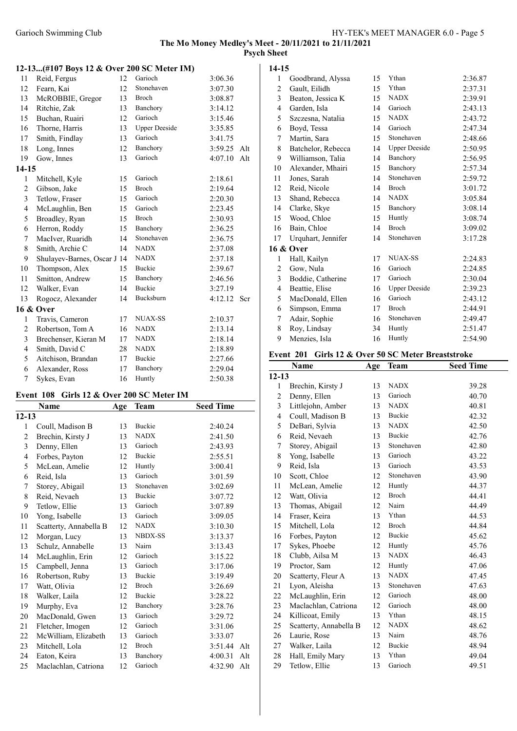**The Mo Money Medley's Meet - 20/11/2021 to 21/11/2021**

**Psych Sheet**

### 12-13...(#107 Boys 12 & Over 200 SC Meter IM)

| | Name | Age | Team | Seed Time | |
|---|---|---|---|---|---|
| 11 | Reid, Fergus | 12 | Garioch | 3:06.36 | |
| 12 | Fearn, Kai | 12 | Stonehaven | 3:07.30 | |
| 13 | McROBBIE, Gregor | 13 | Broch | 3:08.87 | |
| 14 | Ritchie, Zak | 13 | Banchory | 3:14.12 | |
| 15 | Buchan, Ruairi | 12 | Garioch | 3:15.46 | |
| 16 | Thorne, Harris | 13 | Upper Deeside | 3:35.85 | |
| 17 | Smith, Findlay | 13 | Garioch | 3:41.75 | |
| 18 | Long, Innes | 12 | Banchory | 3:59.25 | Alt |
| 19 | Gow, Innes | 13 | Garioch | 4:07.10 | Alt |
| **14-15** | | | | | |
| 1 | Mitchell, Kyle | 15 | Garioch | 2:18.61 | |
| 2 | Gibson, Jake | 15 | Broch | 2:19.64 | |
| 3 | Tetlow, Fraser | 15 | Garioch | 2:20.30 | |
| 4 | McLaughlin, Ben | 15 | Garioch | 2:23.45 | |
| 5 | Broadley, Ryan | 15 | Broch | 2:30.93 | |
| 6 | Herron, Roddy | 15 | Banchory | 2:36.25 | |
| 7 | MacIver, Ruaridh | 14 | Stonehaven | 2:36.75 | |
| 8 | Smith, Archie C | 14 | NADX | 2:37.08 | |
| 9 | Shulayev-Barnes, Oscar J | 14 | NADX | 2:37.18 | |
| 10 | Thompson, Alex | 15 | Buckie | 2:39.67 | |
| 11 | Smitton, Andrew | 15 | Banchory | 2:46.56 | |
| 12 | Walker, Evan | 14 | Buckie | 3:27.19 | |
| 13 | Rogocz, Alexander | 14 | Bucksburn | 4:12.12 | Scr |
| **16 & Over** | | | | | |
| 1 | Travis, Cameron | 17 | NUAX-SS | 2:10.37 | |
| 2 | Robertson, Tom A | 16 | NADX | 2:13.14 | |
| 3 | Brechenser, Kieran M | 17 | NADX | 2:18.14 | |
| 4 | Smith, David C | 28 | NADX | 2:18.89 | |
| 5 | Aitchison, Brandan | 17 | Buckie | 2:27.66 | |
| 6 | Alexander, Ross | 17 | Banchory | 2:29.04 | |
| 7 | Sykes, Evan | 16 | Huntly | 2:50.38 | |

### Event 108 Girls 12 & Over 200 SC Meter IM

| | Name | Age | Team | Seed Time | |
|---|---|---|---|---|---|
| **12-13** | | | | | |
| 1 | Coull, Madison B | 13 | Buckie | 2:40.24 | |
| 2 | Brechin, Kirsty J | 13 | NADX | 2:41.50 | |
| 3 | Denny, Ellen | 13 | Garioch | 2:43.93 | |
| 4 | Forbes, Payton | 12 | Buckie | 2:55.51 | |
| 5 | McLean, Amelie | 12 | Huntly | 3:00.41 | |
| 6 | Reid, Isla | 13 | Garioch | 3:01.59 | |
| 7 | Storey, Abigail | 13 | Stonehaven | 3:02.69 | |
| 8 | Reid, Nevaeh | 13 | Buckie | 3:07.72 | |
| 9 | Tetlow, Ellie | 13 | Garioch | 3:07.89 | |
| 10 | Yong, Isabelle | 13 | Garioch | 3:09.05 | |
| 11 | Scatterty, Annabella B | 12 | NADX | 3:10.30 | |
| 12 | Morgan, Lucy | 13 | NBDX-SS | 3:13.37 | |
| 13 | Schulz, Annabelle | 13 | Nairn | 3:13.43 | |
| 14 | McLaughlin, Erin | 12 | Garioch | 3:15.22 | |
| 15 | Campbell, Jenna | 13 | Garioch | 3:17.06 | |
| 16 | Robertson, Ruby | 13 | Buckie | 3:19.49 | |
| 17 | Watt, Olivia | 12 | Broch | 3:26.69 | |
| 18 | Walker, Laila | 12 | Buckie | 3:28.22 | |
| 19 | Murphy, Eva | 12 | Banchory | 3:28.76 | |
| 20 | MacDonald, Gwen | 13 | Garioch | 3:29.72 | |
| 21 | Fletcher, Imogen | 12 | Garioch | 3:31.06 | |
| 22 | McWilliam, Elizabeth | 13 | Garioch | 3:33.07 | |
| 23 | Mitchell, Lola | 12 | Broch | 3:51.44 | Alt |
| 24 | Eaton, Keira | 13 | Banchory | 4:00.31 | Alt |
| 25 | Maclachlan, Catriona | 12 | Garioch | 4:32.90 | Alt |
| **14-15** | | | | | |
| 1 | Goodbrand, Alyssa | 15 | Ythan | 2:36.87 | |
| 2 | Gault, Eilidh | 15 | Ythan | 2:37.31 | |
| 3 | Beaton, Jessica K | 15 | NADX | 2:39.91 | |
| 4 | Garden, Isla | 14 | Garioch | 2:43.13 | |
| 5 | Szczesna, Natalia | 15 | NADX | 2:43.72 | |
| 6 | Boyd, Tessa | 14 | Garioch | 2:47.34 | |
| 7 | Martin, Sara | 15 | Stonehaven | 2:48.66 | |
| 8 | Batchelor, Rebecca | 14 | Upper Deeside | 2:50.95 | |
| 9 | Williamson, Talia | 14 | Banchory | 2:56.95 | |
| 10 | Alexander, Mhairi | 15 | Banchory | 2:57.34 | |
| 11 | Jones, Sarah | 14 | Stonehaven | 2:59.72 | |
| 12 | Reid, Nicole | 14 | Broch | 3:01.72 | |
| 13 | Shand, Rebecca | 14 | NADX | 3:05.84 | |
| 14 | Clarke, Skye | 15 | Banchory | 3:08.14 | |
| 15 | Wood, Chloe | 15 | Huntly | 3:08.74 | |
| 16 | Bain, Chloe | 14 | Broch | 3:09.02 | |
| 17 | Urquhart, Jennifer | 14 | Stonehaven | 3:17.28 | |
| **16 & Over** | | | | | |
| 1 | Hall, Kailyn | 17 | NUAX-SS | 2:24.83 | |
| 2 | Gow, Nula | 16 | Garioch | 2:24.85 | |
| 3 | Boddie, Catherine | 17 | Garioch | 2:30.04 | |
| 4 | Beattie, Elise | 16 | Upper Deeside | 2:39.23 | |
| 5 | MacDonald, Ellen | 16 | Garioch | 2:43.12 | |
| 6 | Simpson, Emma | 17 | Broch | 2:44.91 | |
| 7 | Adair, Sophie | 16 | Stonehaven | 2:49.47 | |
| 8 | Roy, Lindsay | 34 | Huntly | 2:51.47 | |
| 9 | Menzies, Isla | 16 | Huntly | 2:54.90 | |

### Event 201 Girls 12 & Over 50 SC Meter Breaststroke

| | Name | Age | Team | Seed Time |
|---|---|---|---|---|
| **12-13** | | | | |
| 1 | Brechin, Kirsty J | 13 | NADX | 39.28 |
| 2 | Denny, Ellen | 13 | Garioch | 40.70 |
| 3 | Littlejohn, Amber | 13 | NADX | 40.81 |
| 4 | Coull, Madison B | 13 | Buckie | 42.32 |
| 5 | DeBari, Sylvia | 13 | NADX | 42.50 |
| 6 | Reid, Nevaeh | 13 | Buckie | 42.76 |
| 7 | Storey, Abigail | 13 | Stonehaven | 42.80 |
| 8 | Yong, Isabelle | 13 | Garioch | 43.22 |
| 9 | Reid, Isla | 13 | Garioch | 43.53 |
| 10 | Scott, Chloe | 12 | Stonehaven | 43.90 |
| 11 | McLean, Amelie | 12 | Huntly | 44.37 |
| 12 | Watt, Olivia | 12 | Broch | 44.41 |
| 13 | Thomas, Abigail | 12 | Nairn | 44.49 |
| 14 | Fraser, Keira | 13 | Ythan | 44.53 |
| 15 | Mitchell, Lola | 12 | Broch | 44.84 |
| 16 | Forbes, Payton | 12 | Buckie | 45.62 |
| 17 | Sykes, Phoebe | 12 | Huntly | 45.76 |
| 18 | Clubb, Ailsa M | 13 | NADX | 46.43 |
| 19 | Proctor, Sam | 12 | Huntly | 47.06 |
| 20 | Scatterty, Fleur A | 13 | NADX | 47.45 |
| 21 | Lyon, Aleisha | 13 | Stonehaven | 47.63 |
| 22 | McLaughlin, Erin | 12 | Garioch | 48.00 |
| 23 | Maclachlan, Catriona | 12 | Garioch | 48.00 |
| 24 | Killicoat, Emily | 13 | Ythan | 48.15 |
| 25 | Scatterty, Annabella B | 12 | NADX | 48.62 |
| 26 | Laurie, Rose | 13 | Nairn | 48.76 |
| 27 | Walker, Laila | 12 | Buckie | 48.94 |
| 28 | Hall, Emily Mary | 13 | Ythan | 49.04 |
| 29 | Tetlow, Ellie | 13 | Garioch | 49.51 |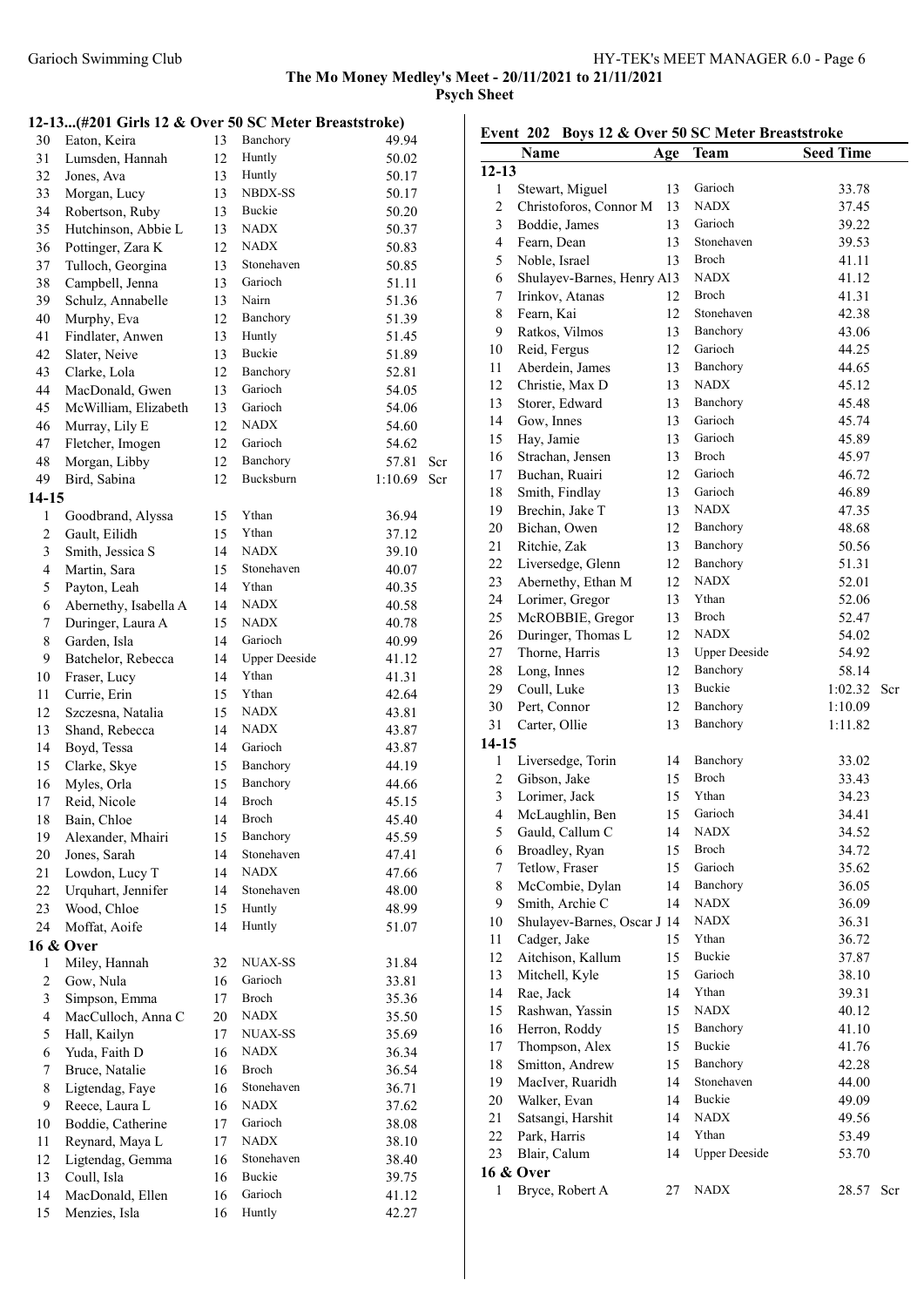**The Mo Money Medley's Meet - 20/11/2021 to 21/11/2021**

**Psych Sheet**

### 12-13...(#201 Girls 12 & Over 50 SC Meter Breaststroke)

| # | Name | Age | Team | Seed Time | |
|---|---|---|---|---|---|
| 30 | Eaton, Keira | 13 | Banchory | 49.94 | |
| 31 | Lumsden, Hannah | 12 | Huntly | 50.02 | |
| 32 | Jones, Ava | 13 | Huntly | 50.17 | |
| 33 | Morgan, Lucy | 13 | NBDX-SS | 50.17 | |
| 34 | Robertson, Ruby | 13 | Buckie | 50.20 | |
| 35 | Hutchinson, Abbie L | 13 | NADX | 50.37 | |
| 36 | Pottinger, Zara K | 12 | NADX | 50.83 | |
| 37 | Tulloch, Georgina | 13 | Stonehaven | 50.85 | |
| 38 | Campbell, Jenna | 13 | Garioch | 51.11 | |
| 39 | Schulz, Annabelle | 13 | Nairn | 51.36 | |
| 40 | Murphy, Eva | 12 | Banchory | 51.39 | |
| 41 | Findlater, Anwen | 13 | Huntly | 51.45 | |
| 42 | Slater, Neive | 13 | Buckie | 51.89 | |
| 43 | Clarke, Lola | 12 | Banchory | 52.81 | |
| 44 | MacDonald, Gwen | 13 | Garioch | 54.05 | |
| 45 | McWilliam, Elizabeth | 13 | Garioch | 54.06 | |
| 46 | Murray, Lily E | 12 | NADX | 54.60 | |
| 47 | Fletcher, Imogen | 12 | Garioch | 54.62 | |
| 48 | Morgan, Libby | 12 | Banchory | 57.81 | Scr |
| 49 | Bird, Sabina | 12 | Bucksburn | 1:10.69 | Scr |
| **14-15** | | | | | |
| 1 | Goodbrand, Alyssa | 15 | Ythan | 36.94 | |
| 2 | Gault, Eilidh | 15 | Ythan | 37.12 | |
| 3 | Smith, Jessica S | 14 | NADX | 39.10 | |
| 4 | Martin, Sara | 15 | Stonehaven | 40.07 | |
| 5 | Payton, Leah | 14 | Ythan | 40.35 | |
| 6 | Abernethy, Isabella A | 14 | NADX | 40.58 | |
| 7 | Duringer, Laura A | 15 | NADX | 40.78 | |
| 8 | Garden, Isla | 14 | Garioch | 40.99 | |
| 9 | Batchelor, Rebecca | 14 | Upper Deeside | 41.12 | |
| 10 | Fraser, Lucy | 14 | Ythan | 41.31 | |
| 11 | Currie, Erin | 15 | Ythan | 42.64 | |
| 12 | Szczesna, Natalia | 15 | NADX | 43.81 | |
| 13 | Shand, Rebecca | 14 | NADX | 43.87 | |
| 14 | Boyd, Tessa | 14 | Garioch | 43.87 | |
| 15 | Clarke, Skye | 15 | Banchory | 44.19 | |
| 16 | Myles, Orla | 15 | Banchory | 44.66 | |
| 17 | Reid, Nicole | 14 | Broch | 45.15 | |
| 18 | Bain, Chloe | 14 | Broch | 45.40 | |
| 19 | Alexander, Mhairi | 15 | Banchory | 45.59 | |
| 20 | Jones, Sarah | 14 | Stonehaven | 47.41 | |
| 21 | Lowdon, Lucy T | 14 | NADX | 47.66 | |
| 22 | Urquhart, Jennifer | 14 | Stonehaven | 48.00 | |
| 23 | Wood, Chloe | 15 | Huntly | 48.99 | |
| 24 | Moffat, Aoife | 14 | Huntly | 51.07 | |
| **16 & Over** | | | | | |
| 1 | Miley, Hannah | 32 | NUAX-SS | 31.84 | |
| 2 | Gow, Nula | 16 | Garioch | 33.81 | |
| 3 | Simpson, Emma | 17 | Broch | 35.36 | |
| 4 | MacCulloch, Anna C | 20 | NADX | 35.50 | |
| 5 | Hall, Kailyn | 17 | NUAX-SS | 35.69 | |
| 6 | Yuda, Faith D | 16 | NADX | 36.34 | |
| 7 | Bruce, Natalie | 16 | Broch | 36.54 | |
| 8 | Ligtendag, Faye | 16 | Stonehaven | 36.71 | |
| 9 | Reece, Laura L | 16 | NADX | 37.62 | |
| 10 | Boddie, Catherine | 17 | Garioch | 38.08 | |
| 11 | Reynard, Maya L | 17 | NADX | 38.10 | |
| 12 | Ligtendag, Gemma | 16 | Stonehaven | 38.40 | |
| 13 | Coull, Isla | 16 | Buckie | 39.75 | |
| 14 | MacDonald, Ellen | 16 | Garioch | 41.12 | |
| 15 | Menzies, Isla | 16 | Huntly | 42.27 | |

### Event 202 Boys 12 & Over 50 SC Meter Breaststroke

| # | Name | Age | Team | Seed Time | |
|---|---|---|---|---|---|
| **12-13** | | | | | |
| 1 | Stewart, Miguel | 13 | Garioch | 33.78 | |
| 2 | Christoforos, Connor M | 13 | NADX | 37.45 | |
| 3 | Boddie, James | 13 | Garioch | 39.22 | |
| 4 | Fearn, Dean | 13 | Stonehaven | 39.53 | |
| 5 | Noble, Israel | 13 | Broch | 41.11 | |
| 6 | Shulayev-Barnes, Henry A | 13 | NADX | 41.12 | |
| 7 | Irinkov, Atanas | 12 | Broch | 41.31 | |
| 8 | Fearn, Kai | 12 | Stonehaven | 42.38 | |
| 9 | Ratkos, Vilmos | 13 | Banchory | 43.06 | |
| 10 | Reid, Fergus | 12 | Garioch | 44.25 | |
| 11 | Aberdein, James | 13 | Banchory | 44.65 | |
| 12 | Christie, Max D | 13 | NADX | 45.12 | |
| 13 | Storer, Edward | 13 | Banchory | 45.48 | |
| 14 | Gow, Innes | 13 | Garioch | 45.74 | |
| 15 | Hay, Jamie | 13 | Garioch | 45.89 | |
| 16 | Strachan, Jensen | 13 | Broch | 45.97 | |
| 17 | Buchan, Ruairi | 12 | Garioch | 46.72 | |
| 18 | Smith, Findlay | 13 | Garioch | 46.89 | |
| 19 | Brechin, Jake T | 13 | NADX | 47.35 | |
| 20 | Bichan, Owen | 12 | Banchory | 48.68 | |
| 21 | Ritchie, Zak | 13 | Banchory | 50.56 | |
| 22 | Liversedge, Glenn | 12 | Banchory | 51.31 | |
| 23 | Abernethy, Ethan M | 12 | NADX | 52.01 | |
| 24 | Lorimer, Gregor | 13 | Ythan | 52.06 | |
| 25 | McROBBIE, Gregor | 13 | Broch | 52.47 | |
| 26 | Duringer, Thomas L | 12 | NADX | 54.02 | |
| 27 | Thorne, Harris | 13 | Upper Deeside | 54.92 | |
| 28 | Long, Innes | 12 | Banchory | 58.14 | |
| 29 | Coull, Luke | 13 | Buckie | 1:02.32 | Scr |
| 30 | Pert, Connor | 12 | Banchory | 1:10.09 | |
| 31 | Carter, Ollie | 13 | Banchory | 1:11.82 | |
| **14-15** | | | | | |
| 1 | Liversedge, Torin | 14 | Banchory | 33.02 | |
| 2 | Gibson, Jake | 15 | Broch | 33.43 | |
| 3 | Lorimer, Jack | 15 | Ythan | 34.23 | |
| 4 | McLaughlin, Ben | 15 | Garioch | 34.41 | |
| 5 | Gauld, Callum C | 14 | NADX | 34.52 | |
| 6 | Broadley, Ryan | 15 | Broch | 34.72 | |
| 7 | Tetlow, Fraser | 15 | Garioch | 35.62 | |
| 8 | McCombie, Dylan | 14 | Banchory | 36.05 | |
| 9 | Smith, Archie C | 14 | NADX | 36.09 | |
| 10 | Shulayev-Barnes, Oscar J | 14 | NADX | 36.31 | |
| 11 | Cadger, Jake | 15 | Ythan | 36.72 | |
| 12 | Aitchison, Kallum | 15 | Buckie | 37.87 | |
| 13 | Mitchell, Kyle | 15 | Garioch | 38.10 | |
| 14 | Rae, Jack | 14 | Ythan | 39.31 | |
| 15 | Rashwan, Yassin | 15 | NADX | 40.12 | |
| 16 | Herron, Roddy | 15 | Banchory | 41.10 | |
| 17 | Thompson, Alex | 15 | Buckie | 41.76 | |
| 18 | Smitton, Andrew | 15 | Banchory | 42.28 | |
| 19 | MacIver, Ruaridh | 14 | Stonehaven | 44.00 | |
| 20 | Walker, Evan | 14 | Buckie | 49.09 | |
| 21 | Satsangi, Harshit | 14 | NADX | 49.56 | |
| 22 | Park, Harris | 14 | Ythan | 53.49 | |
| 23 | Blair, Calum | 14 | Upper Deeside | 53.70 | |
| **16 & Over** | | | | | |
| 1 | Bryce, Robert A | 27 | NADX | 28.57 | Scr |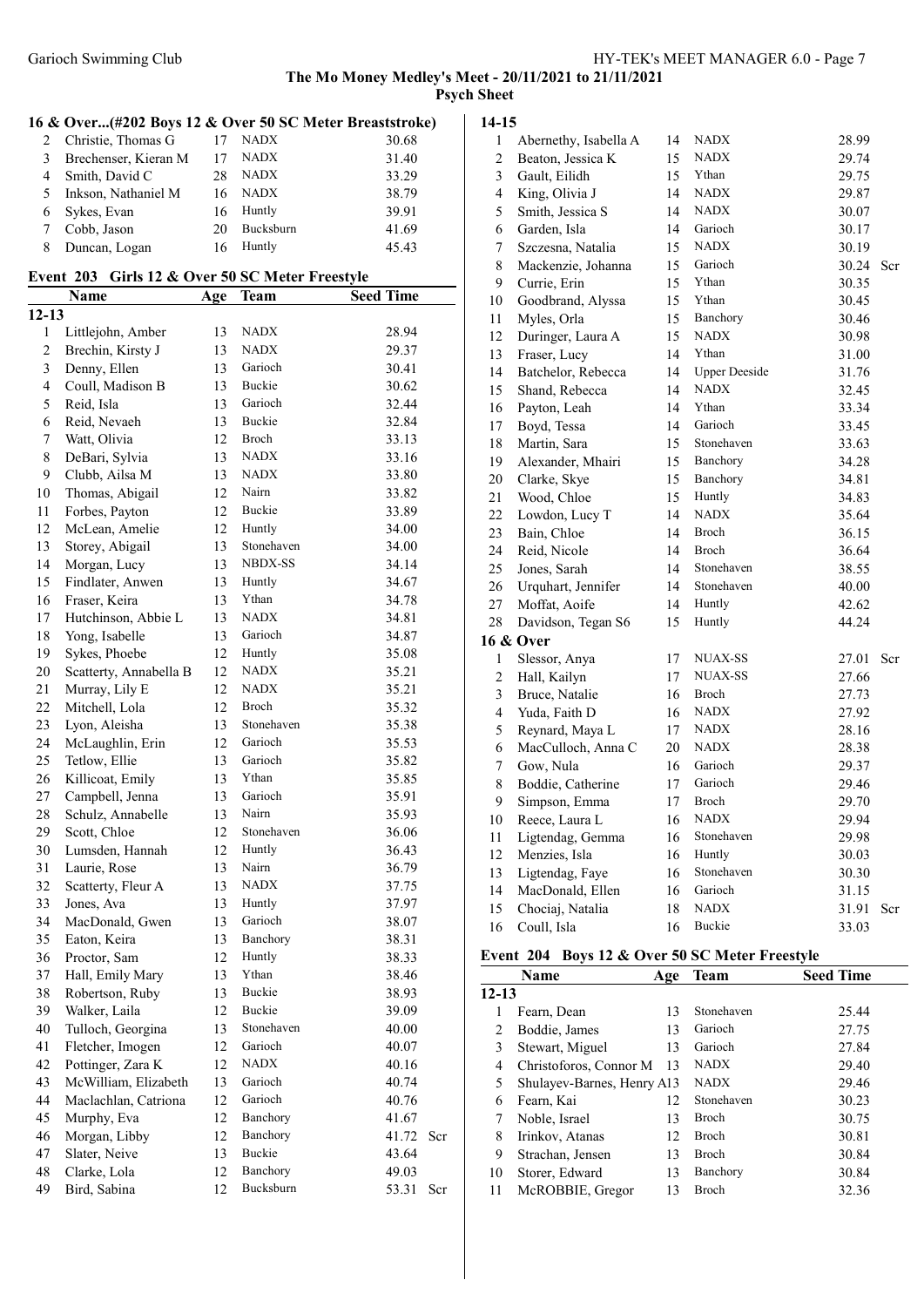**The Mo Money Medley's Meet - 20/11/2021 to 21/11/2021**

**Psych Sheet**

### 16 & Over...(#202 Boys 12 & Over 50 SC Meter Breaststroke)

| | Name | Age | Team | Seed Time | |
|---|---|---|---|---|---|
| 2 | Christie, Thomas G | 17 | NADX | 30.68 | |
| 3 | Brechenser, Kieran M | 17 | NADX | 31.40 | |
| 4 | Smith, David C | 28 | NADX | 33.29 | |
| 5 | Inkson, Nathaniel M | 16 | NADX | 38.79 | |
| 6 | Sykes, Evan | 16 | Huntly | 39.91 | |
| 7 | Cobb, Jason | 20 | Bucksburn | 41.69 | |
| 8 | Duncan, Logan | 16 | Huntly | 45.43 | |

### Event 203 Girls 12 & Over 50 SC Meter Freestyle

| | Name | Age | Team | Seed Time | |
|---|---|---|---|---|---|
| **12-13** | | | | | |
| 1 | Littlejohn, Amber | 13 | NADX | 28.94 | |
| 2 | Brechin, Kirsty J | 13 | NADX | 29.37 | |
| 3 | Denny, Ellen | 13 | Garioch | 30.41 | |
| 4 | Coull, Madison B | 13 | Buckie | 30.62 | |
| 5 | Reid, Isla | 13 | Garioch | 32.44 | |
| 6 | Reid, Nevaeh | 13 | Buckie | 32.84 | |
| 7 | Watt, Olivia | 12 | Broch | 33.13 | |
| 8 | DeBari, Sylvia | 13 | NADX | 33.16 | |
| 9 | Clubb, Ailsa M | 13 | NADX | 33.80 | |
| 10 | Thomas, Abigail | 12 | Nairn | 33.82 | |
| 11 | Forbes, Payton | 12 | Buckie | 33.89 | |
| 12 | McLean, Amelie | 12 | Huntly | 34.00 | |
| 13 | Storey, Abigail | 13 | Stonehaven | 34.00 | |
| 14 | Morgan, Lucy | 13 | NBDX-SS | 34.14 | |
| 15 | Findlater, Anwen | 13 | Huntly | 34.67 | |
| 16 | Fraser, Keira | 13 | Ythan | 34.78 | |
| 17 | Hutchinson, Abbie L | 13 | NADX | 34.81 | |
| 18 | Yong, Isabelle | 13 | Garioch | 34.87 | |
| 19 | Sykes, Phoebe | 12 | Huntly | 35.08 | |
| 20 | Scatterty, Annabella B | 12 | NADX | 35.21 | |
| 21 | Murray, Lily E | 12 | NADX | 35.21 | |
| 22 | Mitchell, Lola | 12 | Broch | 35.32 | |
| 23 | Lyon, Aleisha | 13 | Stonehaven | 35.38 | |
| 24 | McLaughlin, Erin | 12 | Garioch | 35.53 | |
| 25 | Tetlow, Ellie | 13 | Garioch | 35.82 | |
| 26 | Killicoat, Emily | 13 | Ythan | 35.85 | |
| 27 | Campbell, Jenna | 13 | Garioch | 35.91 | |
| 28 | Schulz, Annabelle | 13 | Nairn | 35.93 | |
| 29 | Scott, Chloe | 12 | Stonehaven | 36.06 | |
| 30 | Lumsden, Hannah | 12 | Huntly | 36.43 | |
| 31 | Laurie, Rose | 13 | Nairn | 36.79 | |
| 32 | Scatterty, Fleur A | 13 | NADX | 37.75 | |
| 33 | Jones, Ava | 13 | Huntly | 37.97 | |
| 34 | MacDonald, Gwen | 13 | Garioch | 38.07 | |
| 35 | Eaton, Keira | 13 | Banchory | 38.31 | |
| 36 | Proctor, Sam | 12 | Huntly | 38.33 | |
| 37 | Hall, Emily Mary | 13 | Ythan | 38.46 | |
| 38 | Robertson, Ruby | 13 | Buckie | 38.93 | |
| 39 | Walker, Laila | 12 | Buckie | 39.09 | |
| 40 | Tulloch, Georgina | 13 | Stonehaven | 40.00 | |
| 41 | Fletcher, Imogen | 12 | Garioch | 40.07 | |
| 42 | Pottinger, Zara K | 12 | NADX | 40.16 | |
| 43 | McWilliam, Elizabeth | 13 | Garioch | 40.74 | |
| 44 | Maclachlan, Catriona | 12 | Garioch | 40.76 | |
| 45 | Murphy, Eva | 12 | Banchory | 41.67 | |
| 46 | Morgan, Libby | 12 | Banchory | 41.72 | Scr |
| 47 | Slater, Neive | 13 | Buckie | 43.64 | |
| 48 | Clarke, Lola | 12 | Banchory | 49.03 | |
| 49 | Bird, Sabina | 12 | Bucksburn | 53.31 | Scr |
| **14-15** | | | | | |
| 1 | Abernethy, Isabella A | 14 | NADX | 28.99 | |
| 2 | Beaton, Jessica K | 15 | NADX | 29.74 | |
| 3 | Gault, Eilidh | 15 | Ythan | 29.75 | |
| 4 | King, Olivia J | 14 | NADX | 29.87 | |
| 5 | Smith, Jessica S | 14 | NADX | 30.07 | |
| 6 | Garden, Isla | 14 | Garioch | 30.17 | |
| 7 | Szczesna, Natalia | 15 | NADX | 30.19 | |
| 8 | Mackenzie, Johanna | 15 | Garioch | 30.24 | Scr |
| 9 | Currie, Erin | 15 | Ythan | 30.35 | |
| 10 | Goodbrand, Alyssa | 15 | Ythan | 30.45 | |
| 11 | Myles, Orla | 15 | Banchory | 30.46 | |
| 12 | Duringer, Laura A | 15 | NADX | 30.98 | |
| 13 | Fraser, Lucy | 14 | Ythan | 31.00 | |
| 14 | Batchelor, Rebecca | 14 | Upper Deeside | 31.76 | |
| 15 | Shand, Rebecca | 14 | NADX | 32.45 | |
| 16 | Payton, Leah | 14 | Ythan | 33.34 | |
| 17 | Boyd, Tessa | 14 | Garioch | 33.45 | |
| 18 | Martin, Sara | 15 | Stonehaven | 33.63 | |
| 19 | Alexander, Mhairi | 15 | Banchory | 34.28 | |
| 20 | Clarke, Skye | 15 | Banchory | 34.81 | |
| 21 | Wood, Chloe | 15 | Huntly | 34.83 | |
| 22 | Lowdon, Lucy T | 14 | NADX | 35.64 | |
| 23 | Bain, Chloe | 14 | Broch | 36.15 | |
| 24 | Reid, Nicole | 14 | Broch | 36.64 | |
| 25 | Jones, Sarah | 14 | Stonehaven | 38.55 | |
| 26 | Urquhart, Jennifer | 14 | Stonehaven | 40.00 | |
| 27 | Moffat, Aoife | 14 | Huntly | 42.62 | |
| 28 | Davidson, Tegan S6 | 15 | Huntly | 44.24 | |
| **16 & Over** | | | | | |
| 1 | Slessor, Anya | 17 | NUAX-SS | 27.01 | Scr |
| 2 | Hall, Kailyn | 17 | NUAX-SS | 27.66 | |
| 3 | Bruce, Natalie | 16 | Broch | 27.73 | |
| 4 | Yuda, Faith D | 16 | NADX | 27.92 | |
| 5 | Reynard, Maya L | 17 | NADX | 28.16 | |
| 6 | MacCulloch, Anna C | 20 | NADX | 28.38 | |
| 7 | Gow, Nula | 16 | Garioch | 29.37 | |
| 8 | Boddie, Catherine | 17 | Garioch | 29.46 | |
| 9 | Simpson, Emma | 17 | Broch | 29.70 | |
| 10 | Reece, Laura L | 16 | NADX | 29.94 | |
| 11 | Ligtendag, Gemma | 16 | Stonehaven | 29.98 | |
| 12 | Menzies, Isla | 16 | Huntly | 30.03 | |
| 13 | Ligtendag, Faye | 16 | Stonehaven | 30.30 | |
| 14 | MacDonald, Ellen | 16 | Garioch | 31.15 | |
| 15 | Chociaj, Natalia | 18 | NADX | 31.91 | Scr |
| 16 | Coull, Isla | 16 | Buckie | 33.03 | |

### Event 204 Boys 12 & Over 50 SC Meter Freestyle

| | Name | Age | Team | Seed Time |
|---|---|---|---|---|
| **12-13** | | | | |
| 1 | Fearn, Dean | 13 | Stonehaven | 25.44 |
| 2 | Boddie, James | 13 | Garioch | 27.75 |
| 3 | Stewart, Miguel | 13 | Garioch | 27.84 |
| 4 | Christoforos, Connor M | 13 | NADX | 29.40 |
| 5 | Shulayev-Barnes, Henry A | 13 | NADX | 29.46 |
| 6 | Fearn, Kai | 12 | Stonehaven | 30.23 |
| 7 | Noble, Israel | 13 | Broch | 30.75 |
| 8 | Irinkov, Atanas | 12 | Broch | 30.81 |
| 9 | Strachan, Jensen | 13 | Broch | 30.84 |
| 10 | Storer, Edward | 13 | Banchory | 30.84 |
| 11 | McROBBIE, Gregor | 13 | Broch | 32.36 |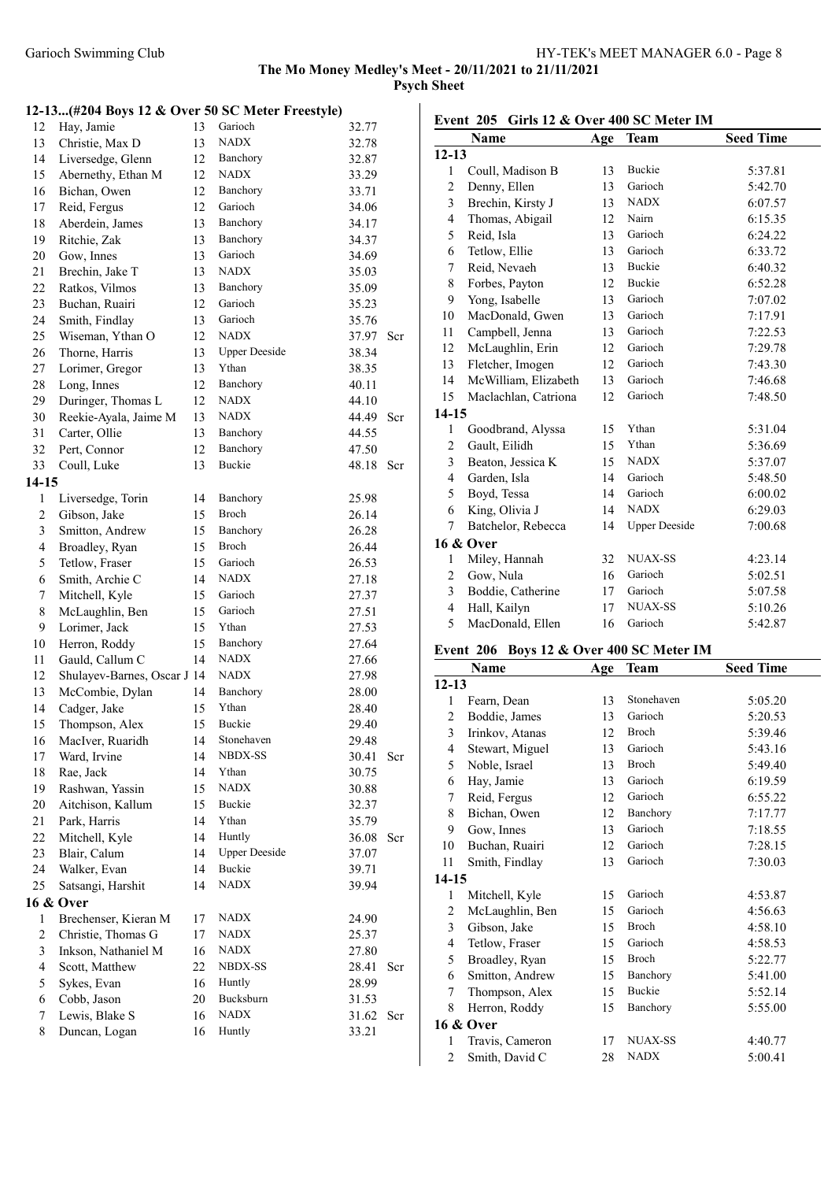**The Mo Money Medley's Meet - 20/11/2021 to 21/11/2021**

**Psych Sheet**

**12-13...(#204 Boys 12 & Over 50 SC Meter Freestyle)**

| | Name | Age | Team | Seed Time | |
|---|---|---|---|---|---|
| 12 | Hay, Jamie | 13 | Garioch | 32.77 | |
| 13 | Christie, Max D | 13 | NADX | 32.78 | |
| 14 | Liversedge, Glenn | 12 | Banchory | 32.87 | |
| 15 | Abernethy, Ethan M | 12 | NADX | 33.29 | |
| 16 | Bichan, Owen | 12 | Banchory | 33.71 | |
| 17 | Reid, Fergus | 12 | Garioch | 34.06 | |
| 18 | Aberdein, James | 13 | Banchory | 34.17 | |
| 19 | Ritchie, Zak | 13 | Banchory | 34.37 | |
| 20 | Gow, Innes | 13 | Garioch | 34.69 | |
| 21 | Brechin, Jake T | 13 | NADX | 35.03 | |
| 22 | Ratkos, Vilmos | 13 | Banchory | 35.09 | |
| 23 | Buchan, Ruairi | 12 | Garioch | 35.23 | |
| 24 | Smith, Findlay | 13 | Garioch | 35.76 | |
| 25 | Wiseman, Ythan O | 12 | NADX | 37.97 | Scr |
| 26 | Thorne, Harris | 13 | Upper Deeside | 38.34 | |
| 27 | Lorimer, Gregor | 13 | Ythan | 38.35 | |
| 28 | Long, Innes | 12 | Banchory | 40.11 | |
| 29 | Duringer, Thomas L | 12 | NADX | 44.10 | |
| 30 | Reekie-Ayala, Jaime M | 13 | NADX | 44.49 | Scr |
| 31 | Carter, Ollie | 13 | Banchory | 44.55 | |
| 32 | Pert, Connor | 12 | Banchory | 47.50 | |
| 33 | Coull, Luke | 13 | Buckie | 48.18 | Scr |
| **14-15** | | | | | |
| 1 | Liversedge, Torin | 14 | Banchory | 25.98 | |
| 2 | Gibson, Jake | 15 | Broch | 26.14 | |
| 3 | Smitton, Andrew | 15 | Banchory | 26.28 | |
| 4 | Broadley, Ryan | 15 | Broch | 26.44 | |
| 5 | Tetlow, Fraser | 15 | Garioch | 26.53 | |
| 6 | Smith, Archie C | 14 | NADX | 27.18 | |
| 7 | Mitchell, Kyle | 15 | Garioch | 27.37 | |
| 8 | McLaughlin, Ben | 15 | Garioch | 27.51 | |
| 9 | Lorimer, Jack | 15 | Ythan | 27.53 | |
| 10 | Herron, Roddy | 15 | Banchory | 27.64 | |
| 11 | Gauld, Callum C | 14 | NADX | 27.66 | |
| 12 | Shulayev-Barnes, Oscar J | 14 | NADX | 27.98 | |
| 13 | McCombie, Dylan | 14 | Banchory | 28.00 | |
| 14 | Cadger, Jake | 15 | Ythan | 28.40 | |
| 15 | Thompson, Alex | 15 | Buckie | 29.40 | |
| 16 | MacIver, Ruaridh | 14 | Stonehaven | 29.48 | |
| 17 | Ward, Irvine | 14 | NBDX-SS | 30.41 | Scr |
| 18 | Rae, Jack | 14 | Ythan | 30.75 | |
| 19 | Rashwan, Yassin | 15 | NADX | 30.88 | |
| 20 | Aitchison, Kallum | 15 | Buckie | 32.37 | |
| 21 | Park, Harris | 14 | Ythan | 35.79 | |
| 22 | Mitchell, Kyle | 14 | Huntly | 36.08 | Scr |
| 23 | Blair, Calum | 14 | Upper Deeside | 37.07 | |
| 24 | Walker, Evan | 14 | Buckie | 39.71 | |
| 25 | Satsangi, Harshit | 14 | NADX | 39.94 | |
| **16 & Over** | | | | | |
| 1 | Brechenser, Kieran M | 17 | NADX | 24.90 | |
| 2 | Christie, Thomas G | 17 | NADX | 25.37 | |
| 3 | Inkson, Nathaniel M | 16 | NADX | 27.80 | |
| 4 | Scott, Matthew | 22 | NBDX-SS | 28.41 | Scr |
| 5 | Sykes, Evan | 16 | Huntly | 28.99 | |
| 6 | Cobb, Jason | 20 | Bucksburn | 31.53 | |
| 7 | Lewis, Blake S | 16 | NADX | 31.62 | Scr |
| 8 | Duncan, Logan | 16 | Huntly | 33.21 | |

**Event 205 Girls 12 & Over 400 SC Meter IM**

| | Name | Age | Team | Seed Time |
|---|---|---|---|---|
| **12-13** | | | | |
| 1 | Coull, Madison B | 13 | Buckie | 5:37.81 |
| 2 | Denny, Ellen | 13 | Garioch | 5:42.70 |
| 3 | Brechin, Kirsty J | 13 | NADX | 6:07.57 |
| 4 | Thomas, Abigail | 12 | Nairn | 6:15.35 |
| 5 | Reid, Isla | 13 | Garioch | 6:24.22 |
| 6 | Tetlow, Ellie | 13 | Garioch | 6:33.72 |
| 7 | Reid, Nevaeh | 13 | Buckie | 6:40.32 |
| 8 | Forbes, Payton | 12 | Buckie | 6:52.28 |
| 9 | Yong, Isabelle | 13 | Garioch | 7:07.02 |
| 10 | MacDonald, Gwen | 13 | Garioch | 7:17.91 |
| 11 | Campbell, Jenna | 13 | Garioch | 7:22.53 |
| 12 | McLaughlin, Erin | 12 | Garioch | 7:29.78 |
| 13 | Fletcher, Imogen | 12 | Garioch | 7:43.30 |
| 14 | McWilliam, Elizabeth | 13 | Garioch | 7:46.68 |
| 15 | Maclachlan, Catriona | 12 | Garioch | 7:48.50 |
| **14-15** | | | | |
| 1 | Goodbrand, Alyssa | 15 | Ythan | 5:31.04 |
| 2 | Gault, Eilidh | 15 | Ythan | 5:36.69 |
| 3 | Beaton, Jessica K | 15 | NADX | 5:37.07 |
| 4 | Garden, Isla | 14 | Garioch | 5:48.50 |
| 5 | Boyd, Tessa | 14 | Garioch | 6:00.02 |
| 6 | King, Olivia J | 14 | NADX | 6:29.03 |
| 7 | Batchelor, Rebecca | 14 | Upper Deeside | 7:00.68 |
| **16 & Over** | | | | |
| 1 | Miley, Hannah | 32 | NUAX-SS | 4:23.14 |
| 2 | Gow, Nula | 16 | Garioch | 5:02.51 |
| 3 | Boddie, Catherine | 17 | Garioch | 5:07.58 |
| 4 | Hall, Kailyn | 17 | NUAX-SS | 5:10.26 |
| 5 | MacDonald, Ellen | 16 | Garioch | 5:42.87 |

**Event 206 Boys 12 & Over 400 SC Meter IM**

| | Name | Age | Team | Seed Time |
|---|---|---|---|---|
| **12-13** | | | | |
| 1 | Fearn, Dean | 13 | Stonehaven | 5:05.20 |
| 2 | Boddie, James | 13 | Garioch | 5:20.53 |
| 3 | Irinkov, Atanas | 12 | Broch | 5:39.46 |
| 4 | Stewart, Miguel | 13 | Garioch | 5:43.16 |
| 5 | Noble, Israel | 13 | Broch | 5:49.40 |
| 6 | Hay, Jamie | 13 | Garioch | 6:19.59 |
| 7 | Reid, Fergus | 12 | Garioch | 6:55.22 |
| 8 | Bichan, Owen | 12 | Banchory | 7:17.77 |
| 9 | Gow, Innes | 13 | Garioch | 7:18.55 |
| 10 | Buchan, Ruairi | 12 | Garioch | 7:28.15 |
| 11 | Smith, Findlay | 13 | Garioch | 7:30.03 |
| **14-15** | | | | |
| 1 | Mitchell, Kyle | 15 | Garioch | 4:53.87 |
| 2 | McLaughlin, Ben | 15 | Garioch | 4:56.63 |
| 3 | Gibson, Jake | 15 | Broch | 4:58.10 |
| 4 | Tetlow, Fraser | 15 | Garioch | 4:58.53 |
| 5 | Broadley, Ryan | 15 | Broch | 5:22.77 |
| 6 | Smitton, Andrew | 15 | Banchory | 5:41.00 |
| 7 | Thompson, Alex | 15 | Buckie | 5:52.14 |
| 8 | Herron, Roddy | 15 | Banchory | 5:55.00 |
| **16 & Over** | | | | |
| 1 | Travis, Cameron | 17 | NUAX-SS | 4:40.77 |
| 2 | Smith, David C | 28 | NADX | 5:00.41 |